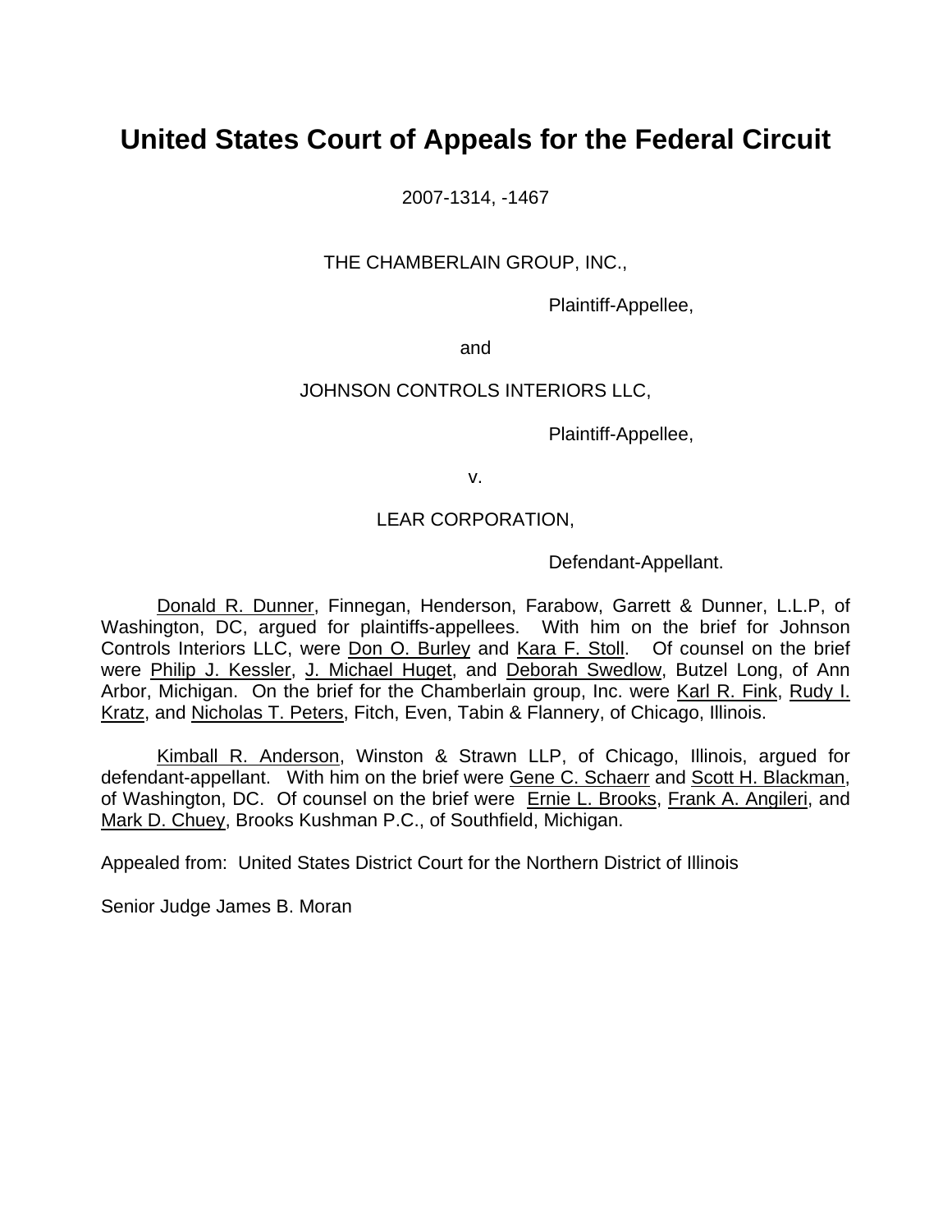# United States Court of Appeals for the Federal Circuit

2007-1314, -1467

THE CHAMBERLAIN GROUP, INC.,

Plaintiff-Appellee,

and

JOHNSON CONTROLS INTERIORS LLC,

Plaintiff-Appellee,

v.

LEAR CORPORATION,

Defendant-Appellant.

Donald R. Dunner, Finnegan, Henderson, Farabow, Garrett & Dunner, L.L.P, of Washington, DC, argued for plaintiffs-appellees. With him on the brief for Johnson Controls Interiors LLC, were Don O. Burley and Kara F. Stoll. Of counsel on the brief were Philip J. Kessler, J. Michael Huget, and Deborah Swedlow, Butzel Long, of Ann Arbor, Michigan. On the brief for the Chamberlain group, Inc. were Karl R. Fink, Rudy I. Kratz, and Nicholas T. Peters, Fitch, Even, Tabin & Flannery, of Chicago, Illinois.

Kimball R. Anderson, Winston & Strawn LLP, of Chicago, Illinois, argued for defendant-appellant. With him on the brief were Gene C. Schaerr and Scott H. Blackman, of Washington, DC. Of counsel on the brief were Ernie L. Brooks, Frank A. Angileri, and Mark D. Chuey, Brooks Kushman P.C., of Southfield, Michigan.

Appealed from: United States District Court for the Northern District of Illinois

Senior Judge James B. Moran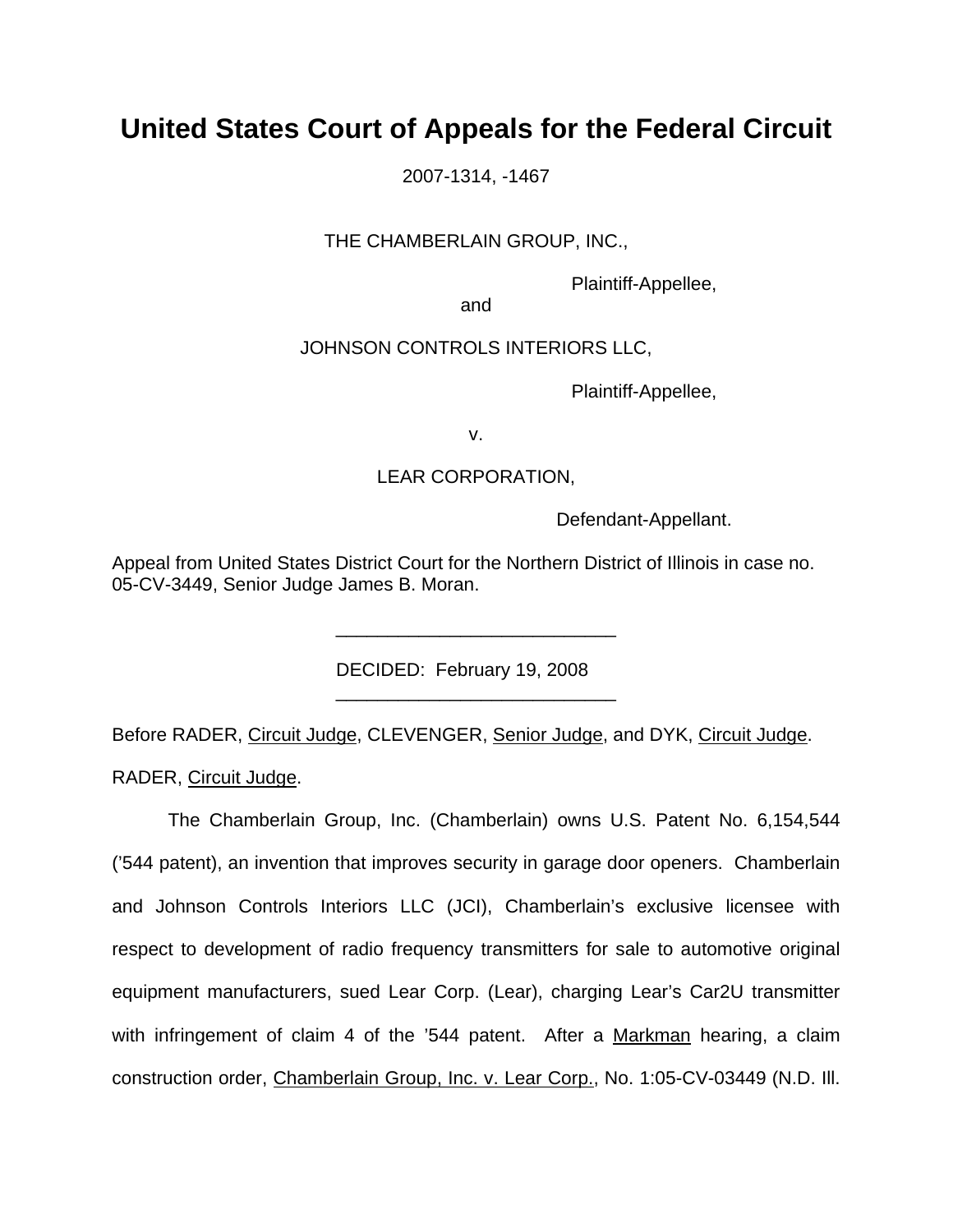# United States Court of Appeals for the Federal Circuit

2007-1314, -1467

THE CHAMBERLAIN GROUP, INC.,

Plaintiff-Appellee,

and

JOHNSON CONTROLS INTERIORS LLC,

Plaintiff-Appellee,

v.

LEAR CORPORATION,

Defendant-Appellant.

Appeal from United States District Court for the Northern District of Illinois in case no. 05-CV-3449, Senior Judge James B. Moran.

---

DECIDED: February 19, 2008

---

Before RADER, Circuit Judge, CLEVENGER, Senior Judge, and DYK, Circuit Judge.

RADER, Circuit Judge.

The Chamberlain Group, Inc. (Chamberlain) owns U.S. Patent No. 6,154,544 ('544 patent), an invention that improves security in garage door openers. Chamberlain and Johnson Controls Interiors LLC (JCI), Chamberlain's exclusive licensee with respect to development of radio frequency transmitters for sale to automotive original equipment manufacturers, sued Lear Corp. (Lear), charging Lear's Car2U transmitter with infringement of claim 4 of the '544 patent. After a Markman hearing, a claim construction order, Chamberlain Group, Inc. v. Lear Corp., No. 1:05-CV-03449 (N.D. Ill.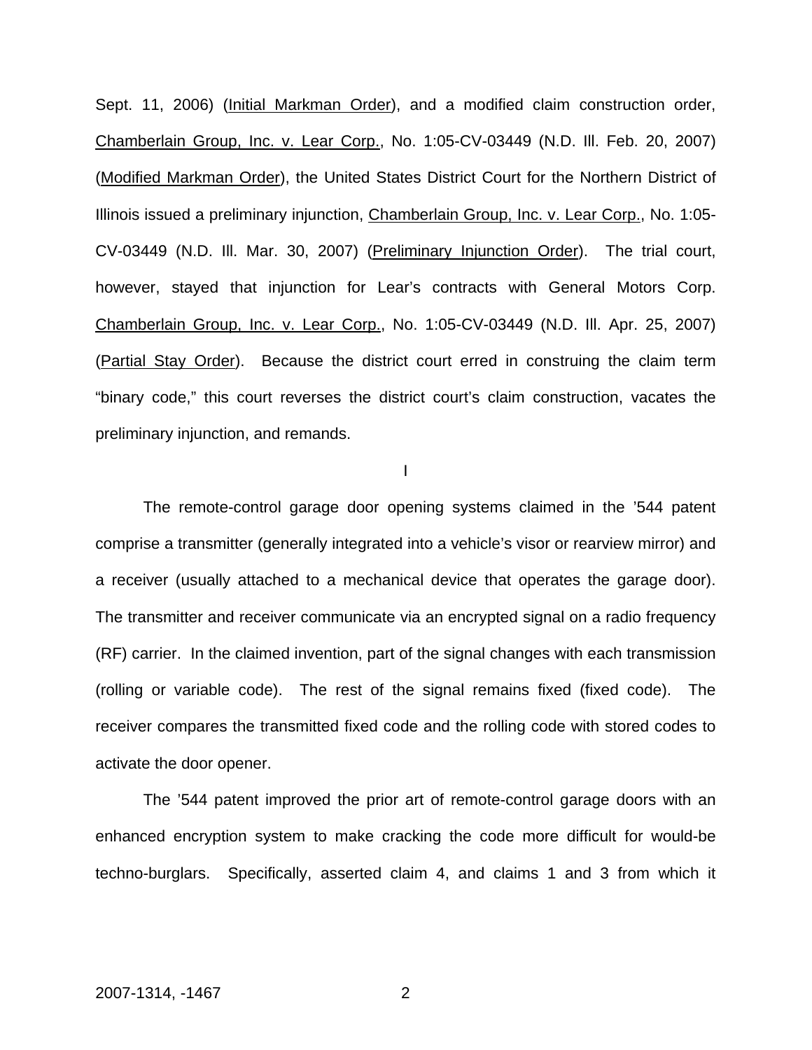Sept. 11, 2006) (Initial Markman Order), and a modified claim construction order, Chamberlain Group, Inc. v. Lear Corp., No. 1:05-CV-03449 (N.D. Ill. Feb. 20, 2007) (Modified Markman Order), the United States District Court for the Northern District of Illinois issued a preliminary injunction, Chamberlain Group, Inc. v. Lear Corp., No. 1:05-CV-03449 (N.D. Ill. Mar. 30, 2007) (Preliminary Injunction Order). The trial court, however, stayed that injunction for Lear's contracts with General Motors Corp. Chamberlain Group, Inc. v. Lear Corp., No. 1:05-CV-03449 (N.D. Ill. Apr. 25, 2007) (Partial Stay Order). Because the district court erred in construing the claim term "binary code," this court reverses the district court's claim construction, vacates the preliminary injunction, and remands.

I

The remote-control garage door opening systems claimed in the '544 patent comprise a transmitter (generally integrated into a vehicle's visor or rearview mirror) and a receiver (usually attached to a mechanical device that operates the garage door). The transmitter and receiver communicate via an encrypted signal on a radio frequency (RF) carrier. In the claimed invention, part of the signal changes with each transmission (rolling or variable code). The rest of the signal remains fixed (fixed code). The receiver compares the transmitted fixed code and the rolling code with stored codes to activate the door opener.

The '544 patent improved the prior art of remote-control garage doors with an enhanced encryption system to make cracking the code more difficult for would-be techno-burglars. Specifically, asserted claim 4, and claims 1 and 3 from which it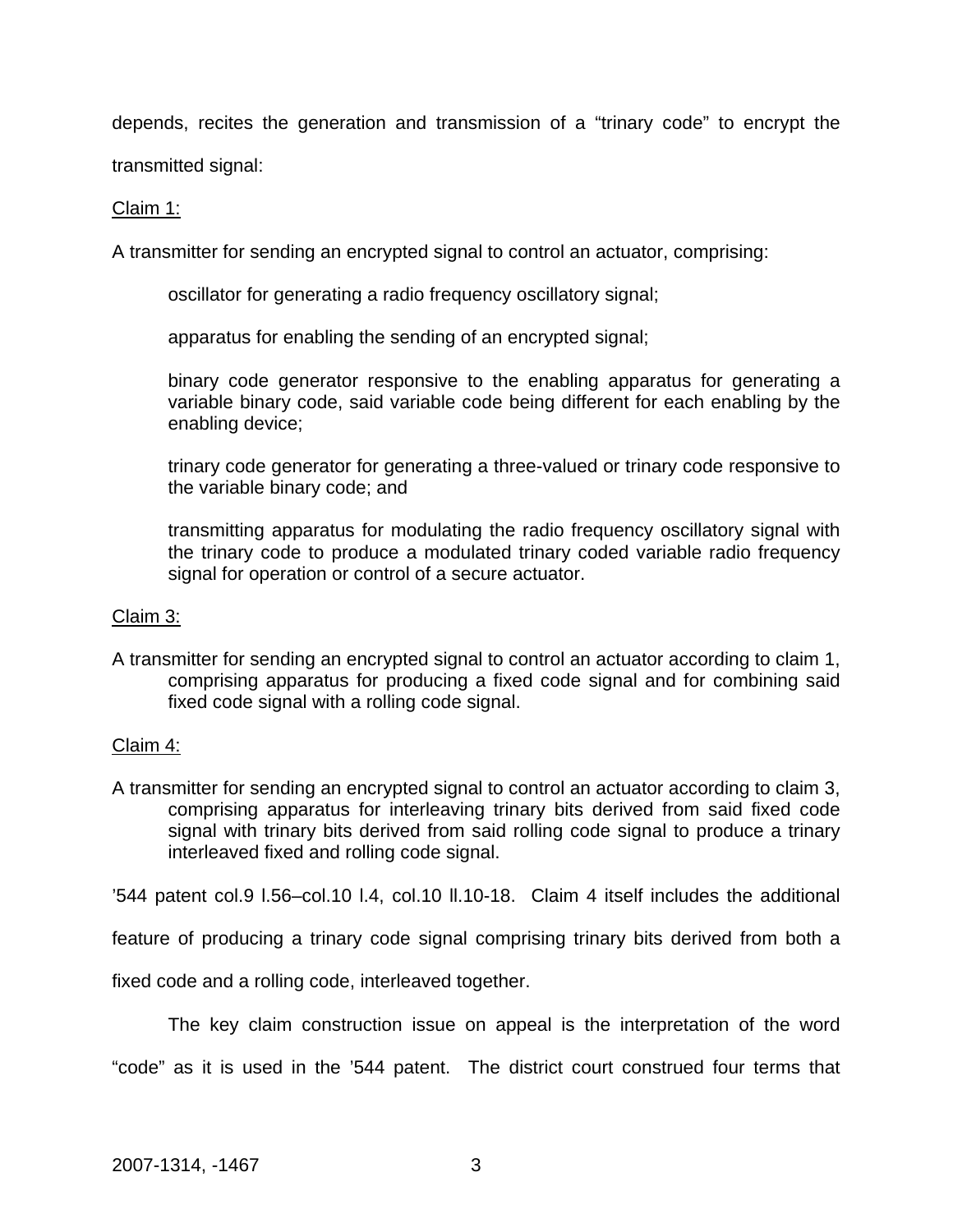depends, recites the generation and transmission of a "trinary code" to encrypt the transmitted signal:

<u>Claim 1:</u>

A transmitter for sending an encrypted signal to control an actuator, comprising:

> oscillator for generating a radio frequency oscillatory signal;
>
> apparatus for enabling the sending of an encrypted signal;
>
> binary code generator responsive to the enabling apparatus for generating a variable binary code, said variable code being different for each enabling by the enabling device;
>
> trinary code generator for generating a three-valued or trinary code responsive to the variable binary code; and
>
> transmitting apparatus for modulating the radio frequency oscillatory signal with the trinary code to produce a modulated trinary coded variable radio frequency signal for operation or control of a secure actuator.

<u>Claim 3:</u>

A transmitter for sending an encrypted signal to control an actuator according to claim 1, comprising apparatus for producing a fixed code signal and for combining said fixed code signal with a rolling code signal.

<u>Claim 4:</u>

A transmitter for sending an encrypted signal to control an actuator according to claim 3, comprising apparatus for interleaving trinary bits derived from said fixed code signal with trinary bits derived from said rolling code signal to produce a trinary interleaved fixed and rolling code signal.

'544 patent col.9 l.56–col.10 l.4, col.10 ll.10-18. Claim 4 itself includes the additional feature of producing a trinary code signal comprising trinary bits derived from both a fixed code and a rolling code, interleaved together.

The key claim construction issue on appeal is the interpretation of the word "code" as it is used in the '544 patent. The district court construed four terms that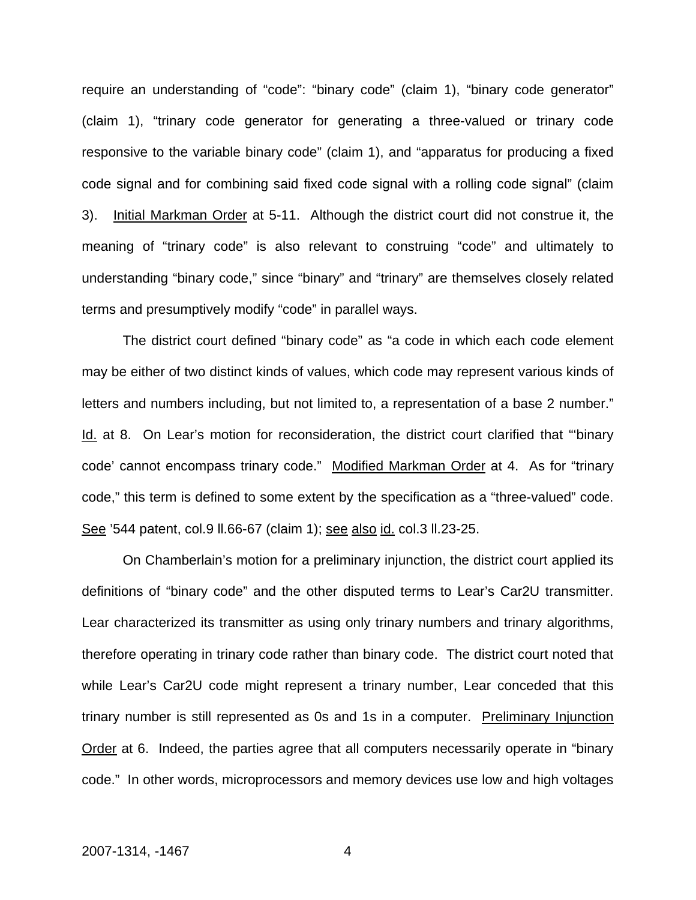require an understanding of "code": "binary code" (claim 1), "binary code generator" (claim 1), "trinary code generator for generating a three-valued or trinary code responsive to the variable binary code" (claim 1), and "apparatus for producing a fixed code signal and for combining said fixed code signal with a rolling code signal" (claim 3). Initial Markman Order at 5-11. Although the district court did not construe it, the meaning of "trinary code" is also relevant to construing "code" and ultimately to understanding "binary code," since "binary" and "trinary" are themselves closely related terms and presumptively modify "code" in parallel ways.

The district court defined "binary code" as "a code in which each code element may be either of two distinct kinds of values, which code may represent various kinds of letters and numbers including, but not limited to, a representation of a base 2 number." Id. at 8. On Lear's motion for reconsideration, the district court clarified that "'binary code' cannot encompass trinary code." Modified Markman Order at 4. As for "trinary code," this term is defined to some extent by the specification as a "three-valued" code. See '544 patent, col.9 ll.66-67 (claim 1); see also id. col.3 ll.23-25.

On Chamberlain's motion for a preliminary injunction, the district court applied its definitions of "binary code" and the other disputed terms to Lear's Car2U transmitter. Lear characterized its transmitter as using only trinary numbers and trinary algorithms, therefore operating in trinary code rather than binary code. The district court noted that while Lear's Car2U code might represent a trinary number, Lear conceded that this trinary number is still represented as 0s and 1s in a computer. Preliminary Injunction Order at 6. Indeed, the parties agree that all computers necessarily operate in "binary code." In other words, microprocessors and memory devices use low and high voltages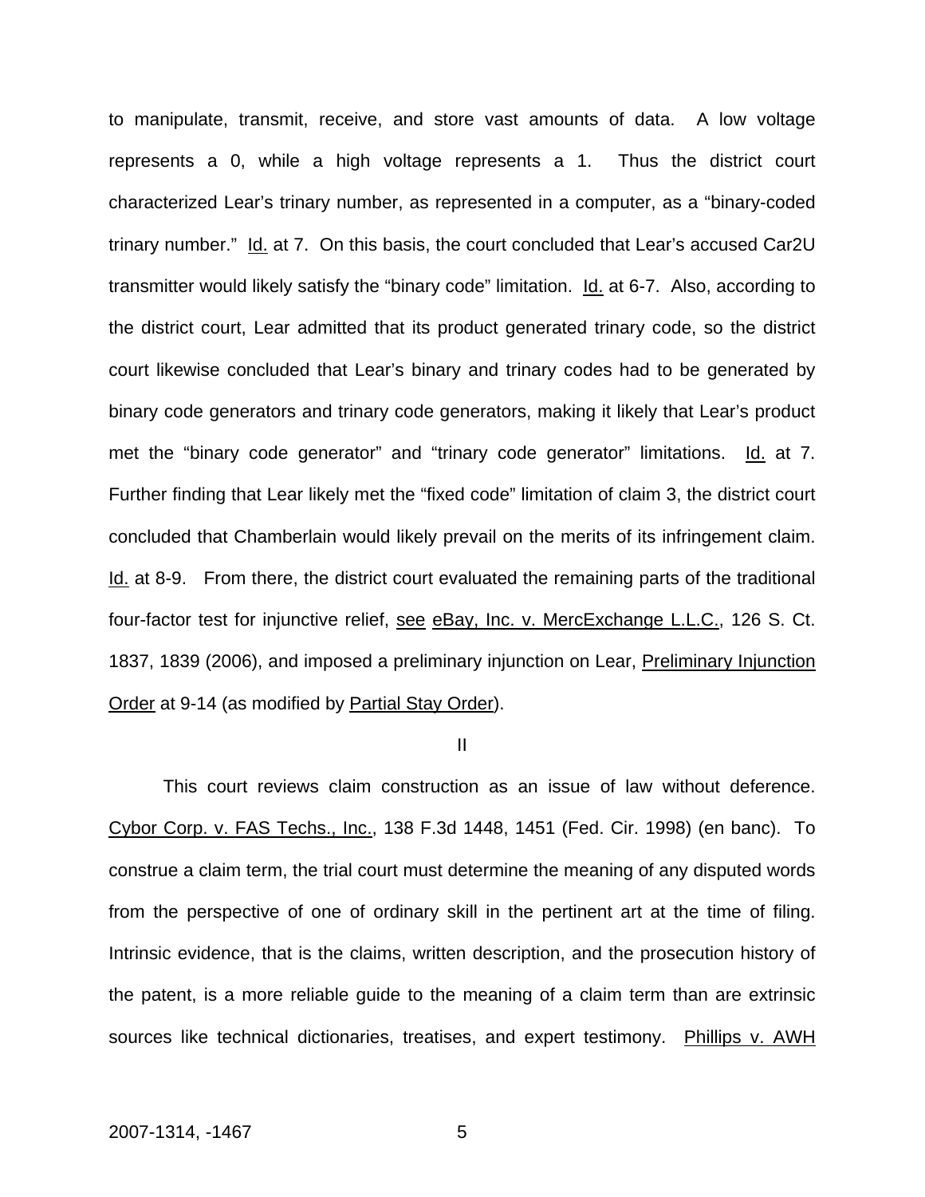to manipulate, transmit, receive, and store vast amounts of data. A low voltage represents a 0, while a high voltage represents a 1. Thus the district court characterized Lear's trinary number, as represented in a computer, as a "binary-coded trinary number." Id. at 7. On this basis, the court concluded that Lear's accused Car2U transmitter would likely satisfy the "binary code" limitation. Id. at 6-7. Also, according to the district court, Lear admitted that its product generated trinary code, so the district court likewise concluded that Lear's binary and trinary codes had to be generated by binary code generators and trinary code generators, making it likely that Lear's product met the "binary code generator" and "trinary code generator" limitations. Id. at 7. Further finding that Lear likely met the "fixed code" limitation of claim 3, the district court concluded that Chamberlain would likely prevail on the merits of its infringement claim. Id. at 8-9. From there, the district court evaluated the remaining parts of the traditional four-factor test for injunctive relief, see eBay, Inc. v. MercExchange L.L.C., 126 S. Ct. 1837, 1839 (2006), and imposed a preliminary injunction on Lear, Preliminary Injunction Order at 9-14 (as modified by Partial Stay Order).

## II

This court reviews claim construction as an issue of law without deference. Cybor Corp. v. FAS Techs., Inc., 138 F.3d 1448, 1451 (Fed. Cir. 1998) (en banc). To construe a claim term, the trial court must determine the meaning of any disputed words from the perspective of one of ordinary skill in the pertinent art at the time of filing. Intrinsic evidence, that is the claims, written description, and the prosecution history of the patent, is a more reliable guide to the meaning of a claim term than are extrinsic sources like technical dictionaries, treatises, and expert testimony. Phillips v. AWH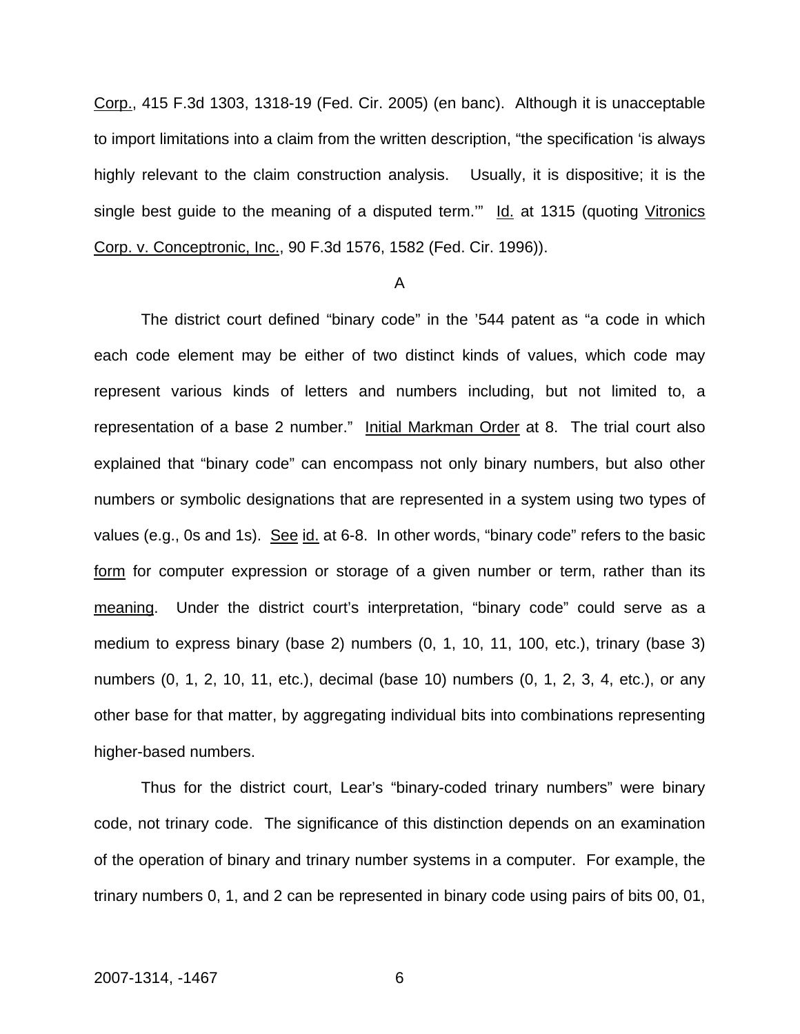Corp., 415 F.3d 1303, 1318-19 (Fed. Cir. 2005) (en banc). Although it is unacceptable to import limitations into a claim from the written description, "the specification 'is always highly relevant to the claim construction analysis. Usually, it is dispositive; it is the single best guide to the meaning of a disputed term.'" Id. at 1315 (quoting Vitronics Corp. v. Conceptronic, Inc., 90 F.3d 1576, 1582 (Fed. Cir. 1996)).

A

The district court defined "binary code" in the '544 patent as "a code in which each code element may be either of two distinct kinds of values, which code may represent various kinds of letters and numbers including, but not limited to, a representation of a base 2 number." Initial Markman Order at 8. The trial court also explained that "binary code" can encompass not only binary numbers, but also other numbers or symbolic designations that are represented in a system using two types of values (e.g., 0s and 1s). See id. at 6-8. In other words, "binary code" refers to the basic form for computer expression or storage of a given number or term, rather than its meaning. Under the district court's interpretation, "binary code" could serve as a medium to express binary (base 2) numbers (0, 1, 10, 11, 100, etc.), trinary (base 3) numbers (0, 1, 2, 10, 11, etc.), decimal (base 10) numbers (0, 1, 2, 3, 4, etc.), or any other base for that matter, by aggregating individual bits into combinations representing higher-based numbers.

Thus for the district court, Lear's "binary-coded trinary numbers" were binary code, not trinary code. The significance of this distinction depends on an examination of the operation of binary and trinary number systems in a computer. For example, the trinary numbers 0, 1, and 2 can be represented in binary code using pairs of bits 00, 01,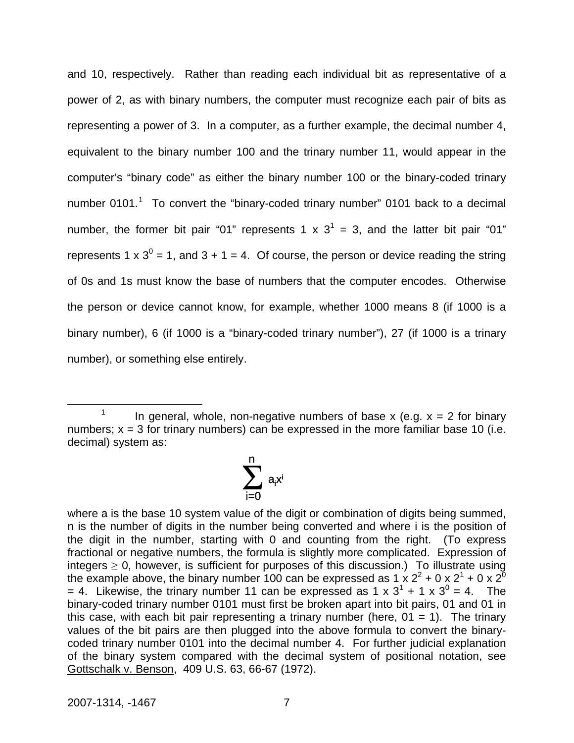and 10, respectively. Rather than reading each individual bit as representative of a power of 2, as with binary numbers, the computer must recognize each pair of bits as representing a power of 3. In a computer, as a further example, the decimal number 4, equivalent to the binary number 100 and the trinary number 11, would appear in the computer's "binary code" as either the binary number 100 or the binary-coded trinary number 0101.[1] To convert the "binary-coded trinary number" 0101 back to a decimal number, the former bit pair "01" represents $1 \times 3^1 = 3$, and the latter bit pair "01" represents $1 \times 3^0 = 1$, and $3 + 1 = 4$. Of course, the person or device reading the string of 0s and 1s must know the base of numbers that the computer encodes. Otherwise the person or device cannot know, for example, whether 1000 means 8 (if 1000 is a binary number), 6 (if 1000 is a "binary-coded trinary number"), 27 (if 1000 is a trinary number), or something else entirely.

---

[1] In general, whole, non-negative numbers of base x (e.g. x = 2 for binary numbers; x = 3 for trinary numbers) can be expressed in the more familiar base 10 (i.e. decimal) system as:

$$\sum_{i=0}^{n} a_i x^i$$

where a is the base 10 system value of the digit or combination of digits being summed, n is the number of digits in the number being converted and where i is the position of the digit in the number, starting with 0 and counting from the right. (To express fractional or negative numbers, the formula is slightly more complicated. Expression of integers $\geq 0$, however, is sufficient for purposes of this discussion.) To illustrate using the example above, the binary number 100 can be expressed as $1 \times 2^2 + 0 \times 2^1 + 0 \times 2^0 = 4$. Likewise, the trinary number 11 can be expressed as $1 \times 3^1 + 1 \times 3^0 = 4$. The binary-coded trinary number 0101 must first be broken apart into bit pairs, 01 and 01 in this case, with each bit pair representing a trinary number (here, 01 = 1). The trinary values of the bit pairs are then plugged into the above formula to convert the binary-coded trinary number 0101 into the decimal number 4. For further judicial explanation of the binary system compared with the decimal system of positional notation, see Gottschalk v. Benson, 409 U.S. 63, 66-67 (1972).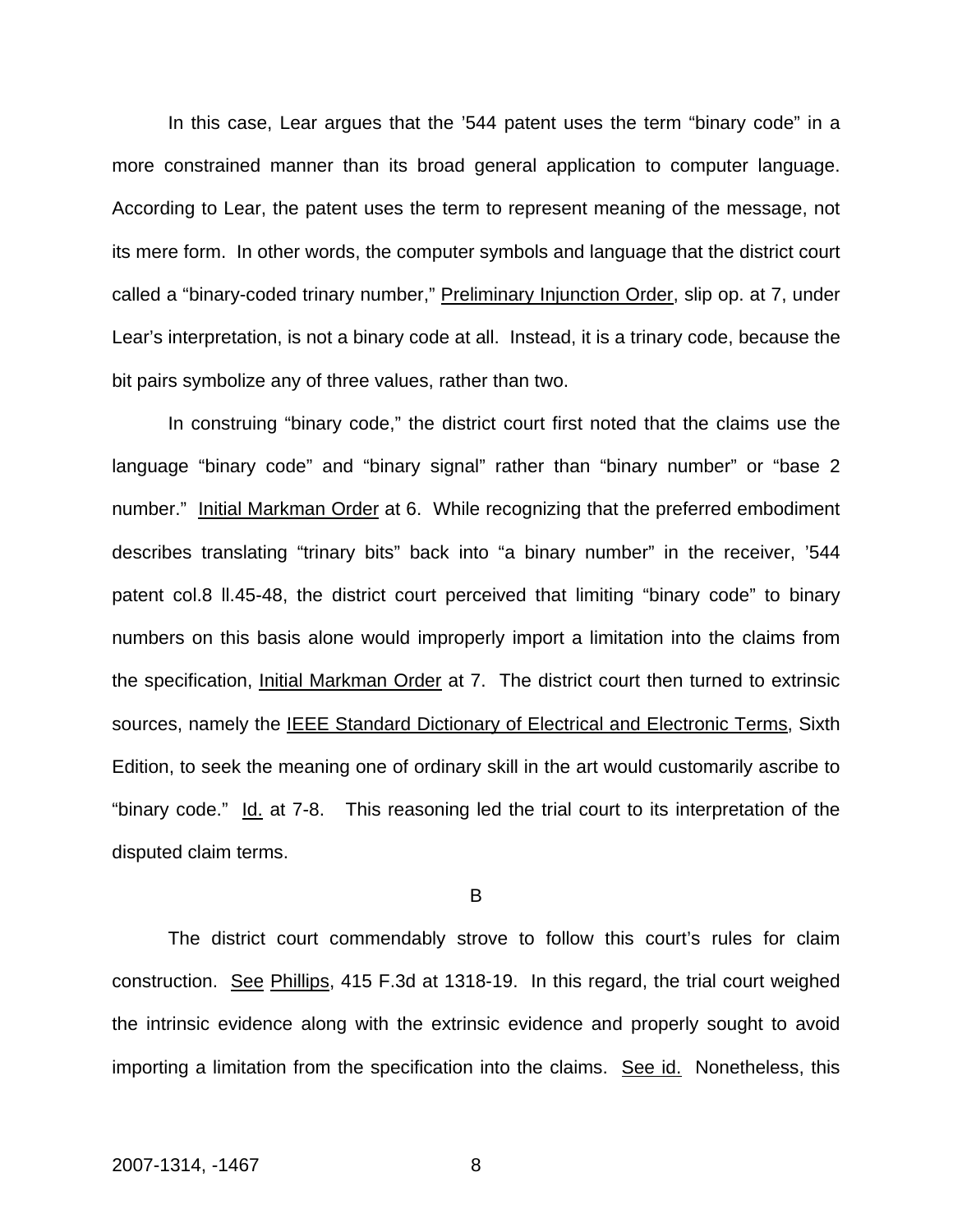In this case, Lear argues that the ’544 patent uses the term “binary code” in a more constrained manner than its broad general application to computer language. According to Lear, the patent uses the term to represent meaning of the message, not its mere form. In other words, the computer symbols and language that the district court called a “binary-coded trinary number,” Preliminary Injunction Order, slip op. at 7, under Lear’s interpretation, is not a binary code at all. Instead, it is a trinary code, because the bit pairs symbolize any of three values, rather than two.

In construing “binary code,” the district court first noted that the claims use the language “binary code” and “binary signal” rather than “binary number” or “base 2 number.” Initial Markman Order at 6. While recognizing that the preferred embodiment describes translating “trinary bits” back into “a binary number” in the receiver, ’544 patent col.8 ll.45-48, the district court perceived that limiting “binary code” to binary numbers on this basis alone would improperly import a limitation into the claims from the specification, Initial Markman Order at 7. The district court then turned to extrinsic sources, namely the IEEE Standard Dictionary of Electrical and Electronic Terms, Sixth Edition, to seek the meaning one of ordinary skill in the art would customarily ascribe to “binary code.” Id. at 7-8. This reasoning led the trial court to its interpretation of the disputed claim terms.

B

The district court commendably strove to follow this court’s rules for claim construction. See Phillips, 415 F.3d at 1318-19. In this regard, the trial court weighed the intrinsic evidence along with the extrinsic evidence and properly sought to avoid importing a limitation from the specification into the claims. See id. Nonetheless, this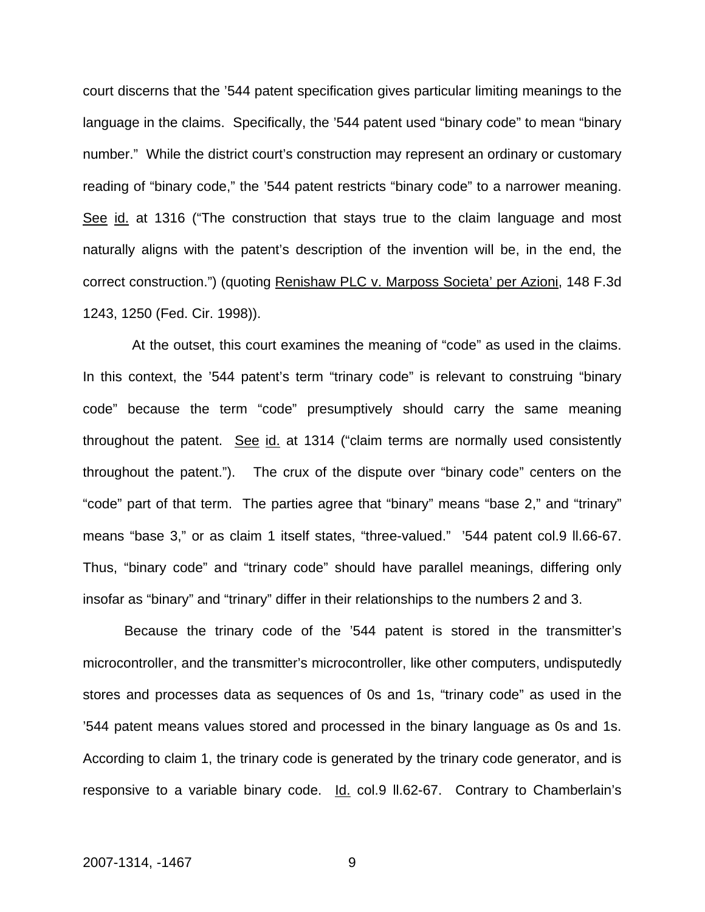court discerns that the ’544 patent specification gives particular limiting meanings to the language in the claims. Specifically, the ’544 patent used “binary code” to mean “binary number.” While the district court’s construction may represent an ordinary or customary reading of “binary code,” the ’544 patent restricts “binary code” to a narrower meaning. See id. at 1316 (“The construction that stays true to the claim language and most naturally aligns with the patent’s description of the invention will be, in the end, the correct construction.”) (quoting Renishaw PLC v. Marposs Societa’ per Azioni, 148 F.3d 1243, 1250 (Fed. Cir. 1998)).

At the outset, this court examines the meaning of “code” as used in the claims. In this context, the ’544 patent’s term “trinary code” is relevant to construing “binary code” because the term “code” presumptively should carry the same meaning throughout the patent. See id. at 1314 (“claim terms are normally used consistently throughout the patent.”). The crux of the dispute over “binary code” centers on the “code” part of that term. The parties agree that “binary” means “base 2,” and “trinary” means “base 3,” or as claim 1 itself states, “three-valued.” ’544 patent col.9 ll.66-67. Thus, “binary code” and “trinary code” should have parallel meanings, differing only insofar as “binary” and “trinary” differ in their relationships to the numbers 2 and 3.

Because the trinary code of the ’544 patent is stored in the transmitter’s microcontroller, and the transmitter’s microcontroller, like other computers, undisputedly stores and processes data as sequences of 0s and 1s, “trinary code” as used in the ’544 patent means values stored and processed in the binary language as 0s and 1s. According to claim 1, the trinary code is generated by the trinary code generator, and is responsive to a variable binary code. Id. col.9 ll.62-67. Contrary to Chamberlain’s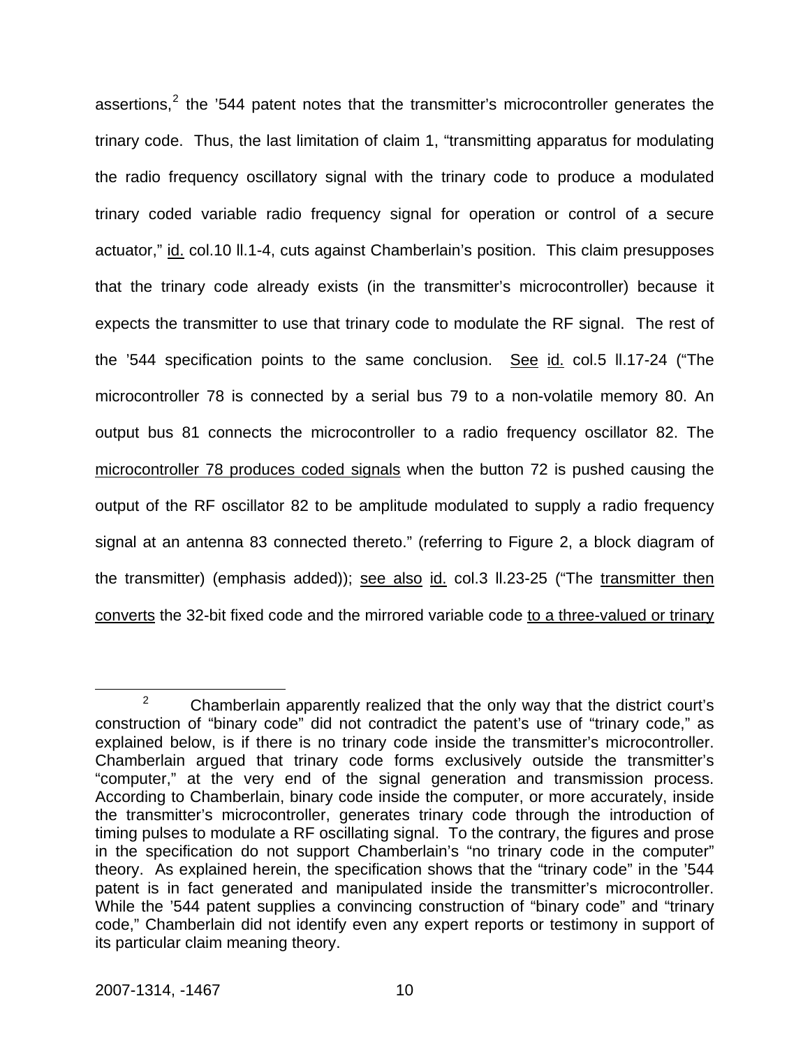assertions,[2] the '544 patent notes that the transmitter's microcontroller generates the trinary code. Thus, the last limitation of claim 1, "transmitting apparatus for modulating the radio frequency oscillatory signal with the trinary code to produce a modulated trinary coded variable radio frequency signal for operation or control of a secure actuator," id. col.10 ll.1-4, cuts against Chamberlain's position. This claim presupposes that the trinary code already exists (in the transmitter's microcontroller) because it expects the transmitter to use that trinary code to modulate the RF signal. The rest of the '544 specification points to the same conclusion. See id. col.5 ll.17-24 ("The microcontroller 78 is connected by a serial bus 79 to a non-volatile memory 80. An output bus 81 connects the microcontroller to a radio frequency oscillator 82. The microcontroller 78 produces coded signals when the button 72 is pushed causing the output of the RF oscillator 82 to be amplitude modulated to supply a radio frequency signal at an antenna 83 connected thereto." (referring to Figure 2, a block diagram of the transmitter) (emphasis added)); see also id. col.3 ll.23-25 ("The transmitter then converts the 32-bit fixed code and the mirrored variable code to a three-valued or trinary

[2] Chamberlain apparently realized that the only way that the district court's construction of "binary code" did not contradict the patent's use of "trinary code," as explained below, is if there is no trinary code inside the transmitter's microcontroller. Chamberlain argued that trinary code forms exclusively outside the transmitter's "computer," at the very end of the signal generation and transmission process. According to Chamberlain, binary code inside the computer, or more accurately, inside the transmitter's microcontroller, generates trinary code through the introduction of timing pulses to modulate a RF oscillating signal. To the contrary, the figures and prose in the specification do not support Chamberlain's "no trinary code in the computer" theory. As explained herein, the specification shows that the "trinary code" in the '544 patent is in fact generated and manipulated inside the transmitter's microcontroller. While the '544 patent supplies a convincing construction of "binary code" and "trinary code," Chamberlain did not identify even any expert reports or testimony in support of its particular claim meaning theory.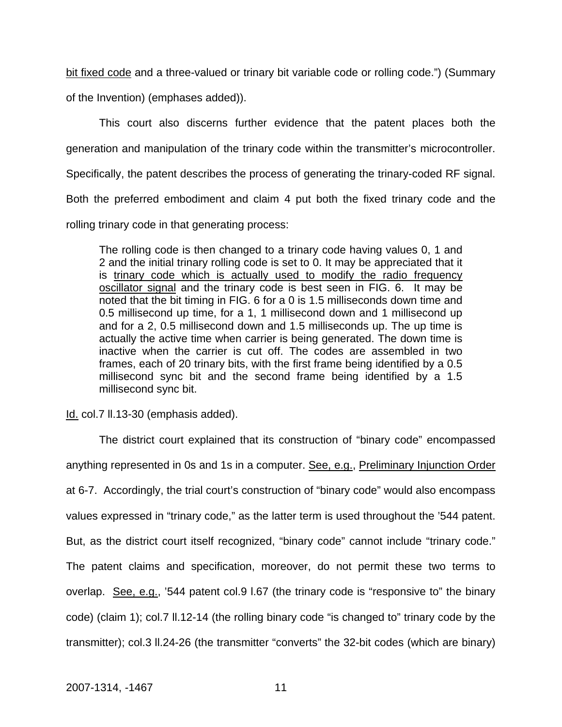bit fixed code and a three-valued or trinary bit variable code or rolling code.") (Summary of the Invention) (emphases added)).

This court also discerns further evidence that the patent places both the generation and manipulation of the trinary code within the transmitter's microcontroller. Specifically, the patent describes the process of generating the trinary-coded RF signal. Both the preferred embodiment and claim 4 put both the fixed trinary code and the rolling trinary code in that generating process:

> The rolling code is then changed to a trinary code having values 0, 1 and 2 and the initial trinary rolling code is set to 0. It may be appreciated that it is trinary code which is actually used to modify the radio frequency oscillator signal and the trinary code is best seen in FIG. 6. It may be noted that the bit timing in FIG. 6 for a 0 is 1.5 milliseconds down time and 0.5 millisecond up time, for a 1, 1 millisecond down and 1 millisecond up and for a 2, 0.5 millisecond down and 1.5 milliseconds up. The up time is actually the active time when carrier is being generated. The down time is inactive when the carrier is cut off. The codes are assembled in two frames, each of 20 trinary bits, with the first frame being identified by a 0.5 millisecond sync bit and the second frame being identified by a 1.5 millisecond sync bit.

Id. col.7 ll.13-30 (emphasis added).

The district court explained that its construction of "binary code" encompassed anything represented in 0s and 1s in a computer. See, e.g., Preliminary Injunction Order at 6-7. Accordingly, the trial court's construction of "binary code" would also encompass values expressed in "trinary code," as the latter term is used throughout the '544 patent. But, as the district court itself recognized, "binary code" cannot include "trinary code." The patent claims and specification, moreover, do not permit these two terms to overlap. See, e.g., '544 patent col.9 l.67 (the trinary code is "responsive to" the binary code) (claim 1); col.7 ll.12-14 (the rolling binary code "is changed to" trinary code by the transmitter); col.3 ll.24-26 (the transmitter "converts" the 32-bit codes (which are binary)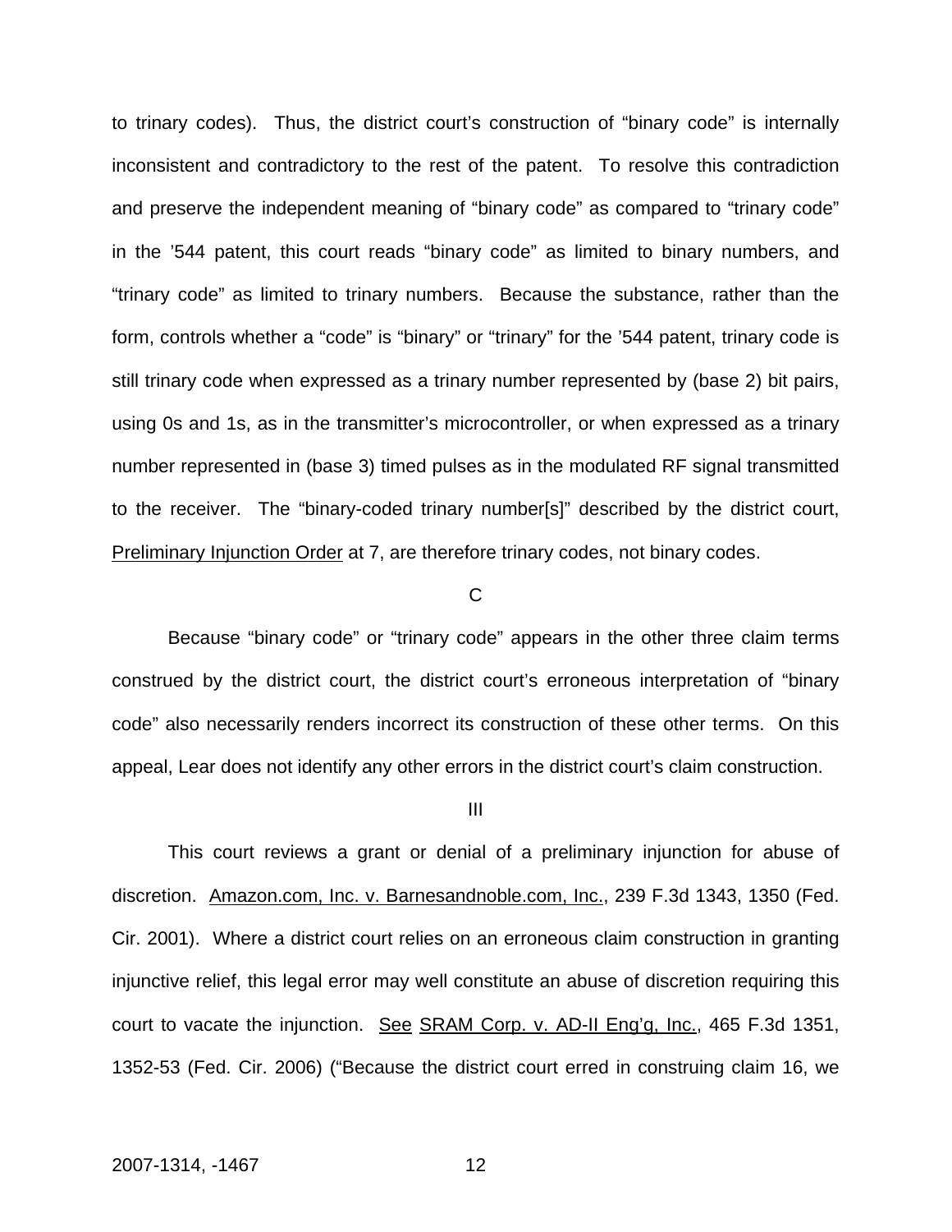to trinary codes). Thus, the district court's construction of "binary code" is internally inconsistent and contradictory to the rest of the patent. To resolve this contradiction and preserve the independent meaning of "binary code" as compared to "trinary code" in the '544 patent, this court reads "binary code" as limited to binary numbers, and "trinary code" as limited to trinary numbers. Because the substance, rather than the form, controls whether a "code" is "binary" or "trinary" for the '544 patent, trinary code is still trinary code when expressed as a trinary number represented by (base 2) bit pairs, using 0s and 1s, as in the transmitter's microcontroller, or when expressed as a trinary number represented in (base 3) timed pulses as in the modulated RF signal transmitted to the receiver. The "binary-coded trinary number[s]" described by the district court, Preliminary Injunction Order at 7, are therefore trinary codes, not binary codes.

C

Because "binary code" or "trinary code" appears in the other three claim terms construed by the district court, the district court's erroneous interpretation of "binary code" also necessarily renders incorrect its construction of these other terms. On this appeal, Lear does not identify any other errors in the district court's claim construction.

III

This court reviews a grant or denial of a preliminary injunction for abuse of discretion. Amazon.com, Inc. v. Barnesandnoble.com, Inc., 239 F.3d 1343, 1350 (Fed. Cir. 2001). Where a district court relies on an erroneous claim construction in granting injunctive relief, this legal error may well constitute an abuse of discretion requiring this court to vacate the injunction. See SRAM Corp. v. AD-II Eng'g, Inc., 465 F.3d 1351, 1352-53 (Fed. Cir. 2006) ("Because the district court erred in construing claim 16, we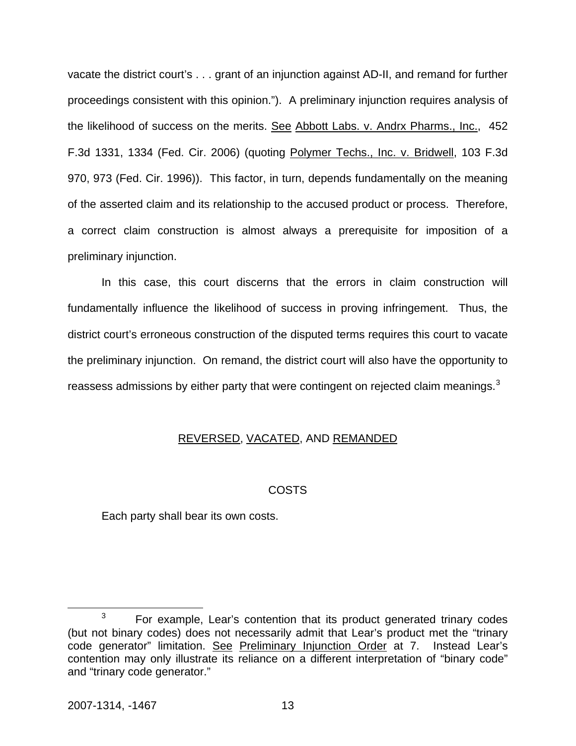vacate the district court's . . . grant of an injunction against AD-II, and remand for further proceedings consistent with this opinion."). A preliminary injunction requires analysis of the likelihood of success on the merits. See Abbott Labs. v. Andrx Pharms., Inc., 452 F.3d 1331, 1334 (Fed. Cir. 2006) (quoting Polymer Techs., Inc. v. Bridwell, 103 F.3d 970, 973 (Fed. Cir. 1996)). This factor, in turn, depends fundamentally on the meaning of the asserted claim and its relationship to the accused product or process. Therefore, a correct claim construction is almost always a prerequisite for imposition of a preliminary injunction.

In this case, this court discerns that the errors in claim construction will fundamentally influence the likelihood of success in proving infringement. Thus, the district court's erroneous construction of the disputed terms requires this court to vacate the preliminary injunction. On remand, the district court will also have the opportunity to reassess admissions by either party that were contingent on rejected claim meanings.[3]

REVERSED, VACATED, AND REMANDED

COSTS

Each party shall bear its own costs.

[3] For example, Lear's contention that its product generated trinary codes (but not binary codes) does not necessarily admit that Lear's product met the "trinary code generator" limitation. See Preliminary Injunction Order at 7. Instead Lear's contention may only illustrate its reliance on a different interpretation of "binary code" and "trinary code generator."

2007-1314, -1467